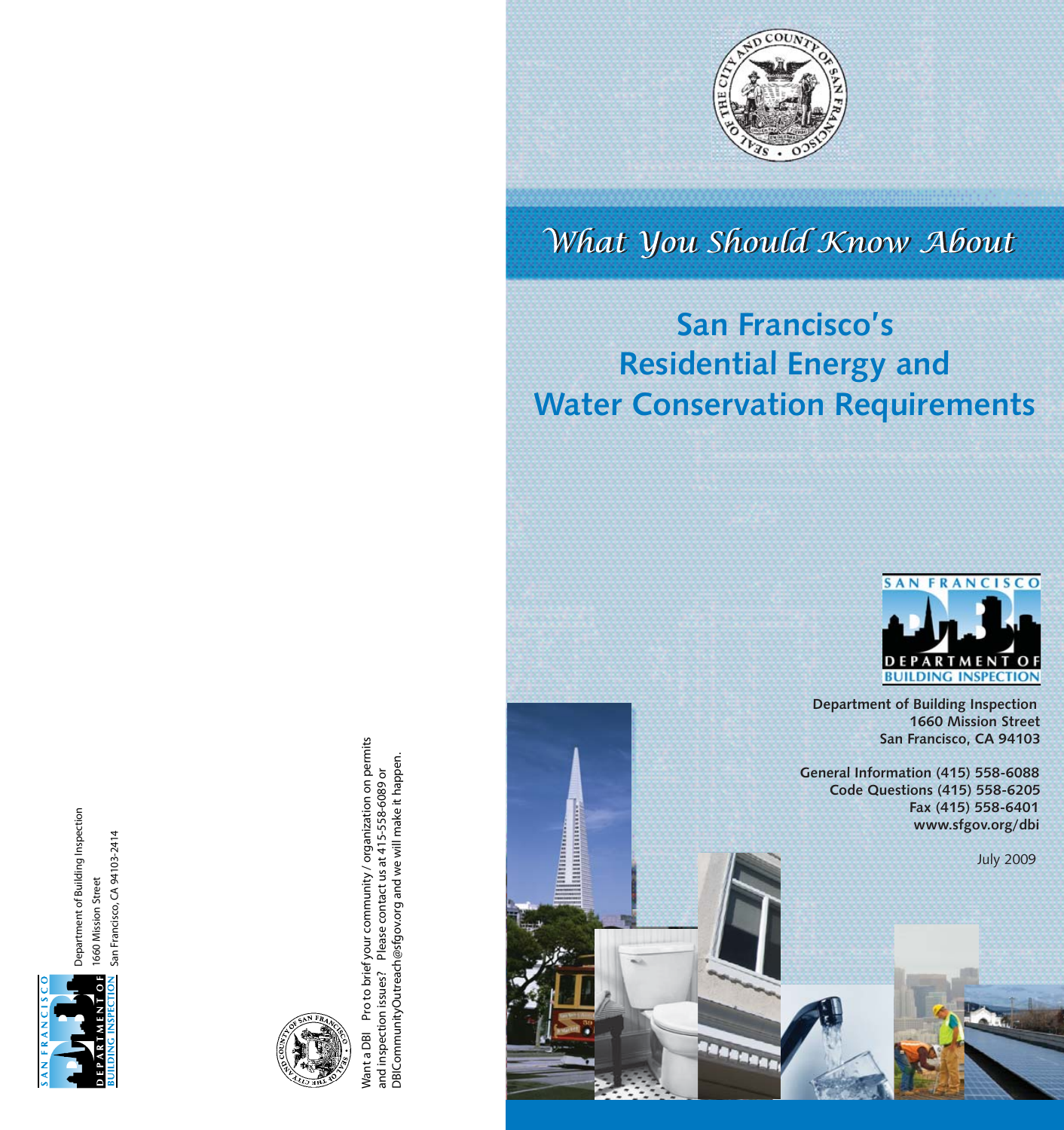Department of Building Inspection
1660 Mission Street
San Francisco, CA 94103-2414

Want a DBI Pro to brief your community / organization on permits and inspection issues? Please contact us at 415-558-6089 or DBICommunityOutreach@sfgov.org and we will make it happen.

*What You Should Know About*

# San Francisco's Residential Energy and Water Conservation Requirements

**Department of Building Inspection**
**1660 Mission Street**
**San Francisco, CA 94103**

**General Information (415) 558-6088**
**Code Questions (415) 558-6205**
**Fax (415) 558-6401**
**www.sfgov.org/dbi**

July 2009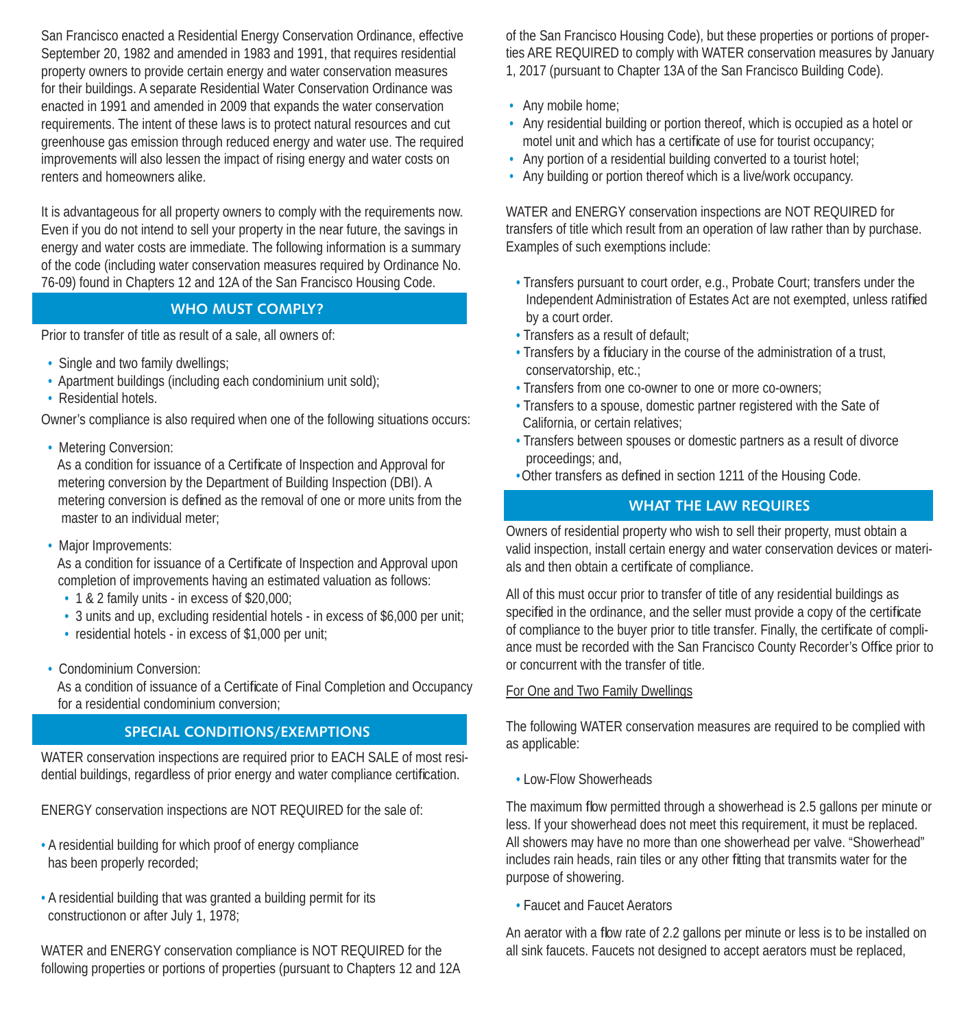San Francisco enacted a Residential Energy Conservation Ordinance, effective September 20, 1982 and amended in 1983 and 1991, that requires residential property owners to provide certain energy and water conservation measures for their buildings. A separate Residential Water Conservation Ordinance was enacted in 1991 and amended in 2009 that expands the water conservation requirements. The intent of these laws is to protect natural resources and cut greenhouse gas emission through reduced energy and water use. The required improvements will also lessen the impact of rising energy and water costs on renters and homeowners alike.

It is advantageous for all property owners to comply with the requirements now. Even if you do not intend to sell your property in the near future, the savings in energy and water costs are immediate. The following information is a summary of the code (including water conservation measures required by Ordinance No. 76-09) found in Chapters 12 and 12A of the San Francisco Housing Code.

## WHO MUST COMPLY?

Prior to transfer of title as result of a sale, all owners of:

- Single and two family dwellings;
- Apartment buildings (including each condominium unit sold);
- Residential hotels.

Owner's compliance is also required when one of the following situations occurs:

- Metering Conversion:
  As a condition for issuance of a Certificate of Inspection and Approval for metering conversion by the Department of Building Inspection (DBI). A metering conversion is defined as the removal of one or more units from the master to an individual meter;

- Major Improvements:
  As a condition for issuance of a Certificate of Inspection and Approval upon completion of improvements having an estimated valuation as follows:
  - 1 & 2 family units - in excess of $20,000;
  - 3 units and up, excluding residential hotels - in excess of $6,000 per unit;
  - residential hotels - in excess of $1,000 per unit;

- Condominium Conversion:
  As a condition of issuance of a Certificate of Final Completion and Occupancy for a residential condominium conversion;

## SPECIAL CONDITIONS/EXEMPTIONS

WATER conservation inspections are required prior to EACH SALE of most residential buildings, regardless of prior energy and water compliance certification.

ENERGY conservation inspections are NOT REQUIRED for the sale of:

- A residential building for which proof of energy compliance has been properly recorded;

- A residential building that was granted a building permit for its constructionon or after July 1, 1978;

WATER and ENERGY conservation compliance is NOT REQUIRED for the following properties or portions of properties (pursuant to Chapters 12 and 12A of the San Francisco Housing Code), but these properties or portions of properties ARE REQUIRED to comply with WATER conservation measures by January 1, 2017 (pursuant to Chapter 13A of the San Francisco Building Code).

- Any mobile home;
- Any residential building or portion thereof, which is occupied as a hotel or motel unit and which has a certificate of use for tourist occupancy;
- Any portion of a residential building converted to a tourist hotel;
- Any building or portion thereof which is a live/work occupancy.

WATER and ENERGY conservation inspections are NOT REQUIRED for transfers of title which result from an operation of law rather than by purchase. Examples of such exemptions include:

- Transfers pursuant to court order, e.g., Probate Court; transfers under the Independent Administration of Estates Act are not exempted, unless ratified by a court order.
- Transfers as a result of default;
- Transfers by a fiduciary in the course of the administration of a trust, conservatorship, etc.;
- Transfers from one co-owner to one or more co-owners;
- Transfers to a spouse, domestic partner registered with the Sate of California, or certain relatives;
- Transfers between spouses or domestic partners as a result of divorce proceedings; and,
- Other transfers as defined in section 1211 of the Housing Code.

## WHAT THE LAW REQUIRES

Owners of residential property who wish to sell their property, must obtain a valid inspection, install certain energy and water conservation devices or materials and then obtain a certificate of compliance.

All of this must occur prior to transfer of title of any residential buildings as specified in the ordinance, and the seller must provide a copy of the certificate of compliance to the buyer prior to title transfer. Finally, the certificate of compliance must be recorded with the San Francisco County Recorder's Office prior to or concurrent with the transfer of title.

For One and Two Family Dwellings

The following WATER conservation measures are required to be complied with as applicable:

- Low-Flow Showerheads

The maximum flow permitted through a showerhead is 2.5 gallons per minute or less. If your showerhead does not meet this requirement, it must be replaced. All showers may have no more than one showerhead per valve. "Showerhead" includes rain heads, rain tiles or any other fitting that transmits water for the purpose of showering.

- Faucet and Faucet Aerators

An aerator with a flow rate of 2.2 gallons per minute or less is to be installed on all sink faucets. Faucets not designed to accept aerators must be replaced,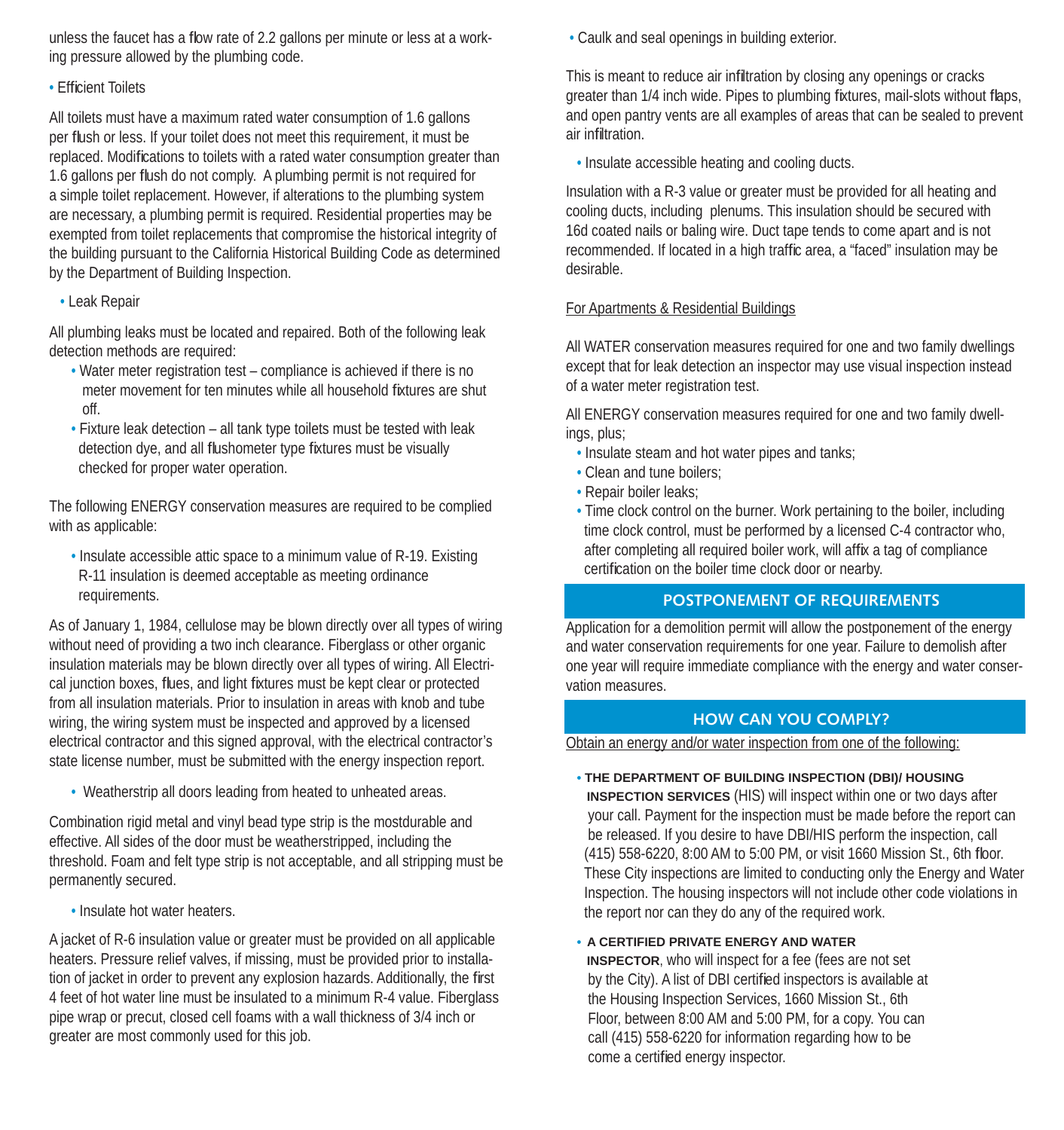unless the faucet has a flow rate of 2.2 gallons per minute or less at a working pressure allowed by the plumbing code.

- Efficient Toilets

All toilets must have a maximum rated water consumption of 1.6 gallons per flush or less. If your toilet does not meet this requirement, it must be replaced. Modifications to toilets with a rated water consumption greater than 1.6 gallons per flush do not comply. A plumbing permit is not required for a simple toilet replacement. However, if alterations to the plumbing system are necessary, a plumbing permit is required. Residential properties may be exempted from toilet replacements that compromise the historical integrity of the building pursuant to the California Historical Building Code as determined by the Department of Building Inspection.

- Leak Repair

All plumbing leaks must be located and repaired. Both of the following leak detection methods are required:

- Water meter registration test – compliance is achieved if there is no meter movement for ten minutes while all household fixtures are shut off.
- Fixture leak detection – all tank type toilets must be tested with leak detection dye, and all flushometer type fixtures must be visually checked for proper water operation.

The following ENERGY conservation measures are required to be complied with as applicable:

- Insulate accessible attic space to a minimum value of R-19. Existing R-11 insulation is deemed acceptable as meeting ordinance requirements.

As of January 1, 1984, cellulose may be blown directly over all types of wiring without need of providing a two inch clearance. Fiberglass or other organic insulation materials may be blown directly over all types of wiring. All Electrical junction boxes, flues, and light fixtures must be kept clear or protected from all insulation materials. Prior to insulation in areas with knob and tube wiring, the wiring system must be inspected and approved by a licensed electrical contractor and this signed approval, with the electrical contractor's state license number, must be submitted with the energy inspection report.

- Weatherstrip all doors leading from heated to unheated areas.

Combination rigid metal and vinyl bead type strip is the mostdurable and effective. All sides of the door must be weatherstripped, including the threshold. Foam and felt type strip is not acceptable, and all stripping must be permanently secured.

- Insulate hot water heaters.

A jacket of R-6 insulation value or greater must be provided on all applicable heaters. Pressure relief valves, if missing, must be provided prior to installation of jacket in order to prevent any explosion hazards. Additionally, the first 4 feet of hot water line must be insulated to a minimum R-4 value. Fiberglass pipe wrap or precut, closed cell foams with a wall thickness of 3/4 inch or greater are most commonly used for this job.

- Caulk and seal openings in building exterior.

This is meant to reduce air infiltration by closing any openings or cracks greater than 1/4 inch wide. Pipes to plumbing fixtures, mail-slots without flaps, and open pantry vents are all examples of areas that can be sealed to prevent air infiltration.

- Insulate accessible heating and cooling ducts.

Insulation with a R-3 value or greater must be provided for all heating and cooling ducts, including plenums. This insulation should be secured with 16d coated nails or baling wire. Duct tape tends to come apart and is not recommended. If located in a high traffic area, a "faced" insulation may be desirable.

For Apartments & Residential Buildings

All WATER conservation measures required for one and two family dwellings except that for leak detection an inspector may use visual inspection instead of a water meter registration test.

All ENERGY conservation measures required for one and two family dwellings, plus;

- Insulate steam and hot water pipes and tanks;
- Clean and tune boilers;
- Repair boiler leaks;
- Time clock control on the burner. Work pertaining to the boiler, including time clock control, must be performed by a licensed C-4 contractor who, after completing all required boiler work, will affix a tag of compliance certification on the boiler time clock door or nearby.

## POSTPONEMENT OF REQUIREMENTS

Application for a demolition permit will allow the postponement of the energy and water conservation requirements for one year. Failure to demolish after one year will require immediate compliance with the energy and water conservation measures.

## HOW CAN YOU COMPLY?

Obtain an energy and/or water inspection from one of the following:

- **THE DEPARTMENT OF BUILDING INSPECTION (DBI)/ HOUSING INSPECTION SERVICES** (HIS) will inspect within one or two days after your call. Payment for the inspection must be made before the report can be released. If you desire to have DBI/HIS perform the inspection, call (415) 558-6220, 8:00 AM to 5:00 PM, or visit 1660 Mission St., 6th floor. These City inspections are limited to conducting only the Energy and Water Inspection. The housing inspectors will not include other code violations in the report nor can they do any of the required work.

- **A CERTIFIED PRIVATE ENERGY AND WATER INSPECTOR**, who will inspect for a fee (fees are not set by the City). A list of DBI certified inspectors is available at the Housing Inspection Services, 1660 Mission St., 6th Floor, between 8:00 AM and 5:00 PM, for a copy. You can call (415) 558-6220 for information regarding how to be come a certified energy inspector.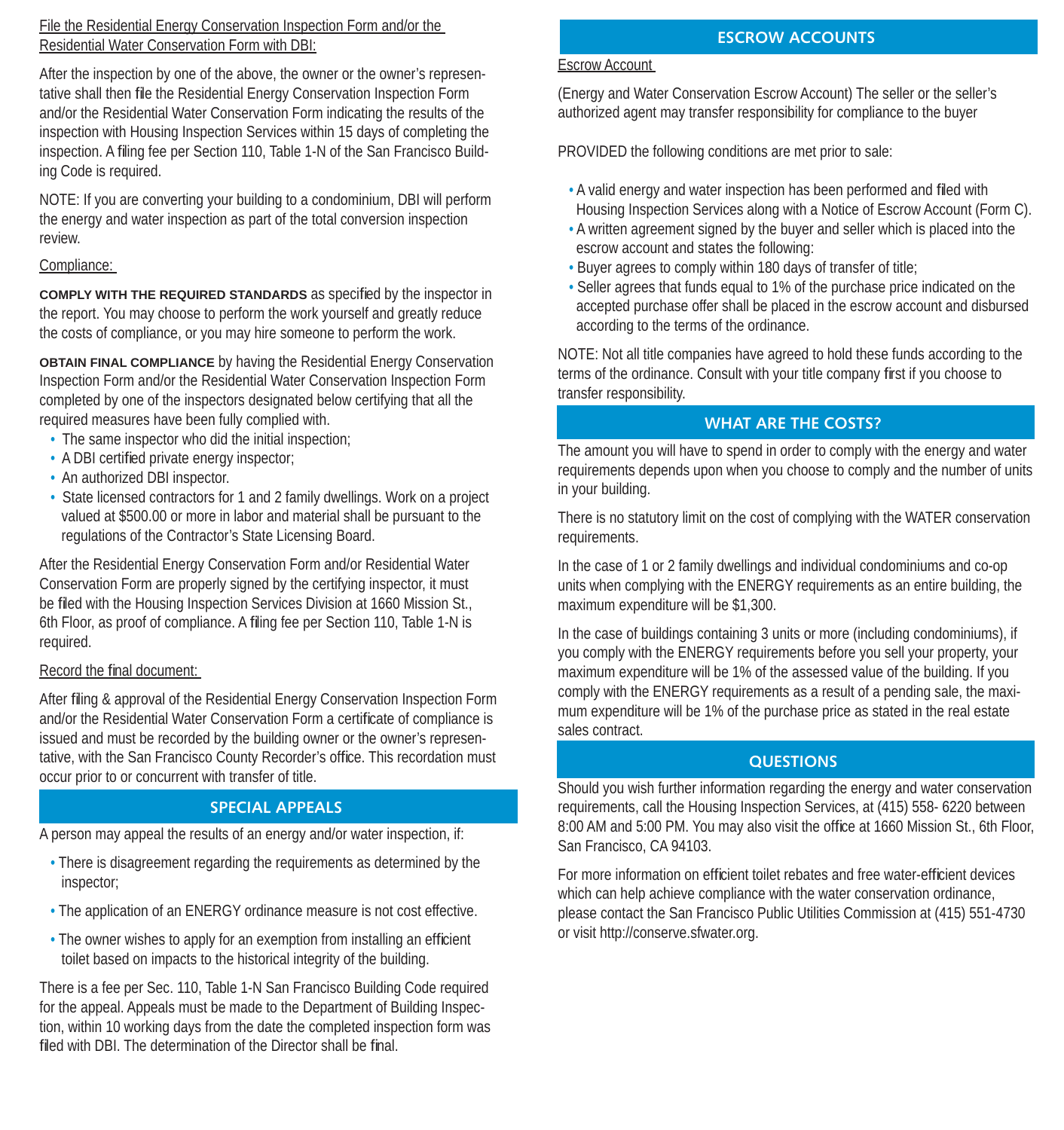File the Residential Energy Conservation Inspection Form and/or the Residential Water Conservation Form with DBI:

After the inspection by one of the above, the owner or the owner's representative shall then file the Residential Energy Conservation Inspection Form and/or the Residential Water Conservation Form indicating the results of the inspection with Housing Inspection Services within 15 days of completing the inspection. A filing fee per Section 110, Table 1-N of the San Francisco Building Code is required.

NOTE: If you are converting your building to a condominium, DBI will perform the energy and water inspection as part of the total conversion inspection review.

Compliance:

**COMPLY WITH THE REQUIRED STANDARDS** as specified by the inspector in the report. You may choose to perform the work yourself and greatly reduce the costs of compliance, or you may hire someone to perform the work.

**OBTAIN FINAL COMPLIANCE** by having the Residential Energy Conservation Inspection Form and/or the Residential Water Conservation Inspection Form completed by one of the inspectors designated below certifying that all the required measures have been fully complied with.

- The same inspector who did the initial inspection;
- A DBI certified private energy inspector;
- An authorized DBI inspector.
- State licensed contractors for 1 and 2 family dwellings. Work on a project valued at $500.00 or more in labor and material shall be pursuant to the regulations of the Contractor's State Licensing Board.

After the Residential Energy Conservation Form and/or Residential Water Conservation Form are properly signed by the certifying inspector, it must be filed with the Housing Inspection Services Division at 1660 Mission St., 6th Floor, as proof of compliance. A filing fee per Section 110, Table 1-N is required.

Record the final document:

After filing & approval of the Residential Energy Conservation Inspection Form and/or the Residential Water Conservation Form a certificate of compliance is issued and must be recorded by the building owner or the owner's representative, with the San Francisco County Recorder's office. This recordation must occur prior to or concurrent with transfer of title.

## SPECIAL APPEALS

A person may appeal the results of an energy and/or water inspection, if:

- There is disagreement regarding the requirements as determined by the inspector;
- The application of an ENERGY ordinance measure is not cost effective.
- The owner wishes to apply for an exemption from installing an efficient toilet based on impacts to the historical integrity of the building.

There is a fee per Sec. 110, Table 1-N San Francisco Building Code required for the appeal. Appeals must be made to the Department of Building Inspection, within 10 working days from the date the completed inspection form was filed with DBI. The determination of the Director shall be final.

## ESCROW ACCOUNTS

Escrow Account

(Energy and Water Conservation Escrow Account) The seller or the seller's authorized agent may transfer responsibility for compliance to the buyer

PROVIDED the following conditions are met prior to sale:

- A valid energy and water inspection has been performed and filed with Housing Inspection Services along with a Notice of Escrow Account (Form C).
- A written agreement signed by the buyer and seller which is placed into the escrow account and states the following:
- Buyer agrees to comply within 180 days of transfer of title;
- Seller agrees that funds equal to 1% of the purchase price indicated on the accepted purchase offer shall be placed in the escrow account and disbursed according to the terms of the ordinance.

NOTE: Not all title companies have agreed to hold these funds according to the terms of the ordinance. Consult with your title company first if you choose to transfer responsibility.

## WHAT ARE THE COSTS?

The amount you will have to spend in order to comply with the energy and water requirements depends upon when you choose to comply and the number of units in your building.

There is no statutory limit on the cost of complying with the WATER conservation requirements.

In the case of 1 or 2 family dwellings and individual condominiums and co-op units when complying with the ENERGY requirements as an entire building, the maximum expenditure will be $1,300.

In the case of buildings containing 3 units or more (including condominiums), if you comply with the ENERGY requirements before you sell your property, your maximum expenditure will be 1% of the assessed value of the building. If you comply with the ENERGY requirements as a result of a pending sale, the maximum expenditure will be 1% of the purchase price as stated in the real estate sales contract.

## QUESTIONS

Should you wish further information regarding the energy and water conservation requirements, call the Housing Inspection Services, at (415) 558- 6220 between 8:00 AM and 5:00 PM. You may also visit the office at 1660 Mission St., 6th Floor, San Francisco, CA 94103.

For more information on efficient toilet rebates and free water-efficient devices which can help achieve compliance with the water conservation ordinance, please contact the San Francisco Public Utilities Commission at (415) 551-4730 or visit http://conserve.sfwater.org.